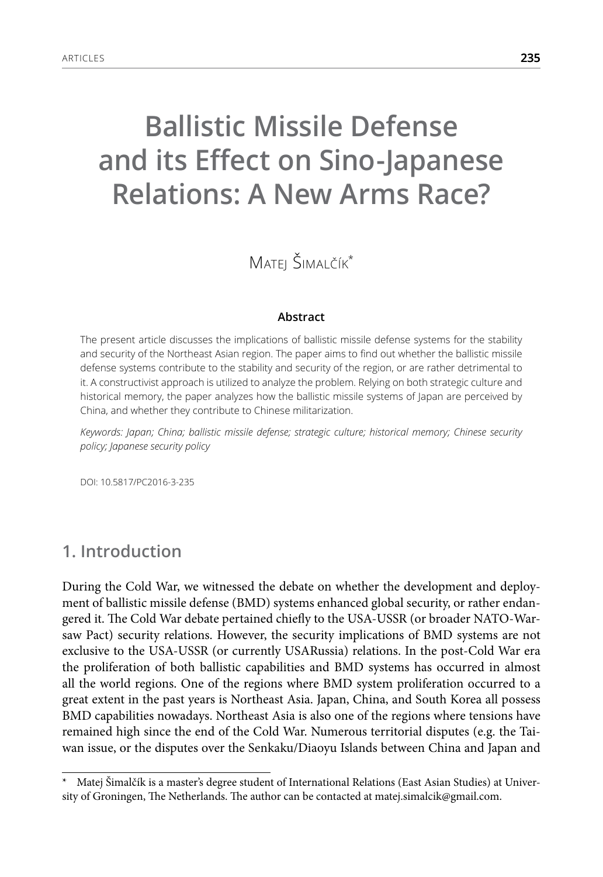# Ballistic Missile Defense and its Effect on Sino-Japanese Relations: A New Arms Race?

Matej Šimalčík*

**Abstract**

The present article discusses the implications of ballistic missile defense systems for the stability and security of the Northeast Asian region. The paper aims to find out whether the ballistic missile defense systems contribute to the stability and security of the region, or are rather detrimental to it. A constructivist approach is utilized to analyze the problem. Relying on both strategic culture and historical memory, the paper analyzes how the ballistic missile systems of Japan are perceived by China, and whether they contribute to Chinese militarization.

*Keywords: Japan; China; ballistic missile defense; strategic culture; historical memory; Chinese security policy; Japanese security policy*

DOI: 10.5817/PC2016-3-235

## 1. Introduction

During the Cold War, we witnessed the debate on whether the development and deployment of ballistic missile defense (BMD) systems enhanced global security, or rather endangered it. The Cold War debate pertained chiefly to the USA-USSR (or broader NATO-Warsaw Pact) security relations. However, the security implications of BMD systems are not exclusive to the USA-USSR (or currently USARussia) relations. In the post-Cold War era the proliferation of both ballistic capabilities and BMD systems has occurred in almost all the world regions. One of the regions where BMD system proliferation occurred to a great extent in the past years is Northeast Asia. Japan, China, and South Korea all possess BMD capabilities nowadays. Northeast Asia is also one of the regions where tensions have remained high since the end of the Cold War. Numerous territorial disputes (e.g. the Taiwan issue, or the disputes over the Senkaku/Diaoyu Islands between China and Japan and

---

\* Matej Šimalčík is a master's degree student of International Relations (East Asian Studies) at University of Groningen, The Netherlands. The author can be contacted at matej.simalcik@gmail.com.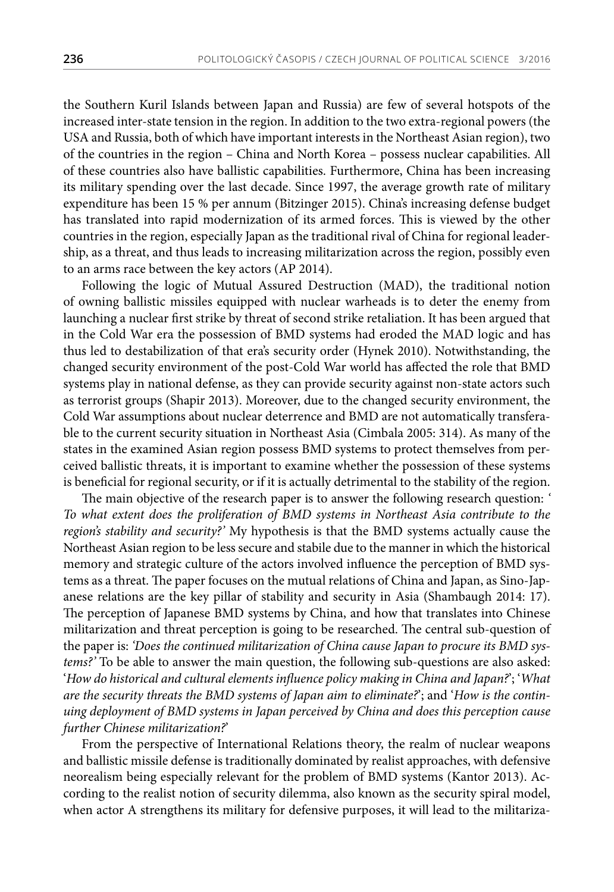the Southern Kuril Islands between Japan and Russia) are few of several hotspots of the increased inter-state tension in the region. In addition to the two extra-regional powers (the USA and Russia, both of which have important interests in the Northeast Asian region), two of the countries in the region – China and North Korea – possess nuclear capabilities. All of these countries also have ballistic capabilities. Furthermore, China has been increasing its military spending over the last decade. Since 1997, the average growth rate of military expenditure has been 15 % per annum (Bitzinger 2015). China's increasing defense budget has translated into rapid modernization of its armed forces. This is viewed by the other countries in the region, especially Japan as the traditional rival of China for regional leadership, as a threat, and thus leads to increasing militarization across the region, possibly even to an arms race between the key actors (AP 2014).

Following the logic of Mutual Assured Destruction (MAD), the traditional notion of owning ballistic missiles equipped with nuclear warheads is to deter the enemy from launching a nuclear first strike by threat of second strike retaliation. It has been argued that in the Cold War era the possession of BMD systems had eroded the MAD logic and has thus led to destabilization of that era's security order (Hynek 2010). Notwithstanding, the changed security environment of the post-Cold War world has affected the role that BMD systems play in national defense, as they can provide security against non-state actors such as terrorist groups (Shapir 2013). Moreover, due to the changed security environment, the Cold War assumptions about nuclear deterrence and BMD are not automatically transferable to the current security situation in Northeast Asia (Cimbala 2005: 314). As many of the states in the examined Asian region possess BMD systems to protect themselves from perceived ballistic threats, it is important to examine whether the possession of these systems is beneficial for regional security, or if it is actually detrimental to the stability of the region.

The main objective of the research paper is to answer the following research question: '*To what extent does the proliferation of BMD systems in Northeast Asia contribute to the region's stability and security?*' My hypothesis is that the BMD systems actually cause the Northeast Asian region to be less secure and stabile due to the manner in which the historical memory and strategic culture of the actors involved influence the perception of BMD systems as a threat. The paper focuses on the mutual relations of China and Japan, as Sino-Japanese relations are the key pillar of stability and security in Asia (Shambaugh 2014: 17). The perception of Japanese BMD systems by China, and how that translates into Chinese militarization and threat perception is going to be researched. The central sub-question of the paper is: *'Does the continued militarization of China cause Japan to procure its BMD systems?'* To be able to answer the main question, the following sub-questions are also asked: '*How do historical and cultural elements influence policy making in China and Japan?*'; '*What are the security threats the BMD systems of Japan aim to eliminate?*'; and '*How is the continuing deployment of BMD systems in Japan perceived by China and does this perception cause further Chinese militarization?*'

From the perspective of International Relations theory, the realm of nuclear weapons and ballistic missile defense is traditionally dominated by realist approaches, with defensive neorealism being especially relevant for the problem of BMD systems (Kantor 2013). According to the realist notion of security dilemma, also known as the security spiral model, when actor A strengthens its military for defensive purposes, it will lead to the militariza-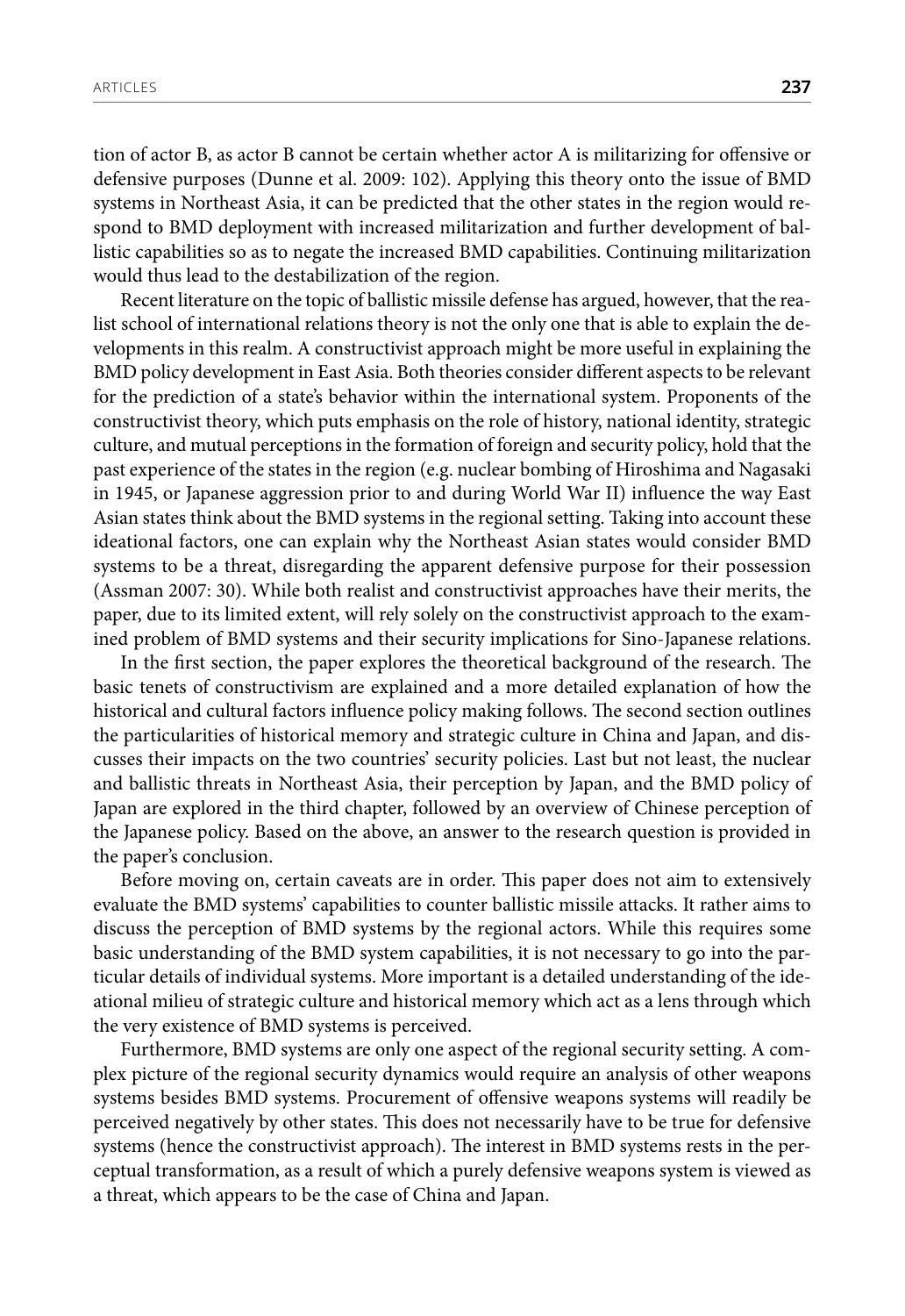tion of actor B, as actor B cannot be certain whether actor A is militarizing for offensive or defensive purposes (Dunne et al. 2009: 102). Applying this theory onto the issue of BMD systems in Northeast Asia, it can be predicted that the other states in the region would respond to BMD deployment with increased militarization and further development of ballistic capabilities so as to negate the increased BMD capabilities. Continuing militarization would thus lead to the destabilization of the region.

Recent literature on the topic of ballistic missile defense has argued, however, that the realist school of international relations theory is not the only one that is able to explain the developments in this realm. A constructivist approach might be more useful in explaining the BMD policy development in East Asia. Both theories consider different aspects to be relevant for the prediction of a state's behavior within the international system. Proponents of the constructivist theory, which puts emphasis on the role of history, national identity, strategic culture, and mutual perceptions in the formation of foreign and security policy, hold that the past experience of the states in the region (e.g. nuclear bombing of Hiroshima and Nagasaki in 1945, or Japanese aggression prior to and during World War II) influence the way East Asian states think about the BMD systems in the regional setting. Taking into account these ideational factors, one can explain why the Northeast Asian states would consider BMD systems to be a threat, disregarding the apparent defensive purpose for their possession (Assman 2007: 30). While both realist and constructivist approaches have their merits, the paper, due to its limited extent, will rely solely on the constructivist approach to the examined problem of BMD systems and their security implications for Sino-Japanese relations.

In the first section, the paper explores the theoretical background of the research. The basic tenets of constructivism are explained and a more detailed explanation of how the historical and cultural factors influence policy making follows. The second section outlines the particularities of historical memory and strategic culture in China and Japan, and discusses their impacts on the two countries' security policies. Last but not least, the nuclear and ballistic threats in Northeast Asia, their perception by Japan, and the BMD policy of Japan are explored in the third chapter, followed by an overview of Chinese perception of the Japanese policy. Based on the above, an answer to the research question is provided in the paper's conclusion.

Before moving on, certain caveats are in order. This paper does not aim to extensively evaluate the BMD systems' capabilities to counter ballistic missile attacks. It rather aims to discuss the perception of BMD systems by the regional actors. While this requires some basic understanding of the BMD system capabilities, it is not necessary to go into the particular details of individual systems. More important is a detailed understanding of the ideational milieu of strategic culture and historical memory which act as a lens through which the very existence of BMD systems is perceived.

Furthermore, BMD systems are only one aspect of the regional security setting. A complex picture of the regional security dynamics would require an analysis of other weapons systems besides BMD systems. Procurement of offensive weapons systems will readily be perceived negatively by other states. This does not necessarily have to be true for defensive systems (hence the constructivist approach). The interest in BMD systems rests in the perceptual transformation, as a result of which a purely defensive weapons system is viewed as a threat, which appears to be the case of China and Japan.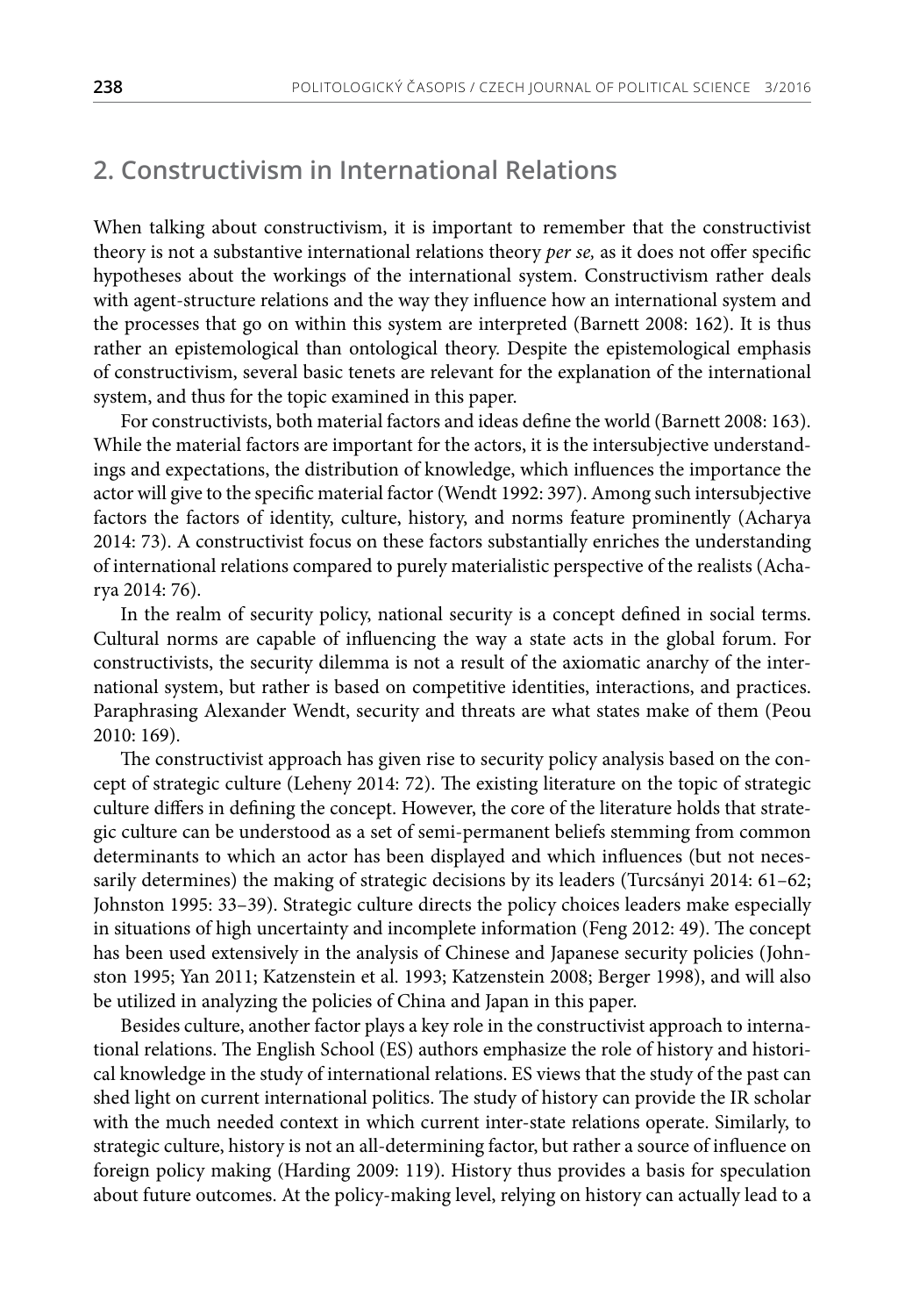## 2. Constructivism in International Relations

When talking about constructivism, it is important to remember that the constructivist theory is not a substantive international relations theory *per se,* as it does not offer specific hypotheses about the workings of the international system. Constructivism rather deals with agent-structure relations and the way they influence how an international system and the processes that go on within this system are interpreted (Barnett 2008: 162). It is thus rather an epistemological than ontological theory. Despite the epistemological emphasis of constructivism, several basic tenets are relevant for the explanation of the international system, and thus for the topic examined in this paper.

For constructivists, both material factors and ideas define the world (Barnett 2008: 163). While the material factors are important for the actors, it is the intersubjective understandings and expectations, the distribution of knowledge, which influences the importance the actor will give to the specific material factor (Wendt 1992: 397). Among such intersubjective factors the factors of identity, culture, history, and norms feature prominently (Acharya 2014: 73). A constructivist focus on these factors substantially enriches the understanding of international relations compared to purely materialistic perspective of the realists (Acharya 2014: 76).

In the realm of security policy, national security is a concept defined in social terms. Cultural norms are capable of influencing the way a state acts in the global forum. For constructivists, the security dilemma is not a result of the axiomatic anarchy of the international system, but rather is based on competitive identities, interactions, and practices. Paraphrasing Alexander Wendt, security and threats are what states make of them (Peou 2010: 169).

The constructivist approach has given rise to security policy analysis based on the concept of strategic culture (Leheny 2014: 72). The existing literature on the topic of strategic culture differs in defining the concept. However, the core of the literature holds that strategic culture can be understood as a set of semi-permanent beliefs stemming from common determinants to which an actor has been displayed and which influences (but not necessarily determines) the making of strategic decisions by its leaders (Turcsányi 2014: 61–62; Johnston 1995: 33–39). Strategic culture directs the policy choices leaders make especially in situations of high uncertainty and incomplete information (Feng 2012: 49). The concept has been used extensively in the analysis of Chinese and Japanese security policies (Johnston 1995; Yan 2011; Katzenstein et al. 1993; Katzenstein 2008; Berger 1998), and will also be utilized in analyzing the policies of China and Japan in this paper.

Besides culture, another factor plays a key role in the constructivist approach to international relations. The English School (ES) authors emphasize the role of history and historical knowledge in the study of international relations. ES views that the study of the past can shed light on current international politics. The study of history can provide the IR scholar with the much needed context in which current inter-state relations operate. Similarly, to strategic culture, history is not an all-determining factor, but rather a source of influence on foreign policy making (Harding 2009: 119). History thus provides a basis for speculation about future outcomes. At the policy-making level, relying on history can actually lead to a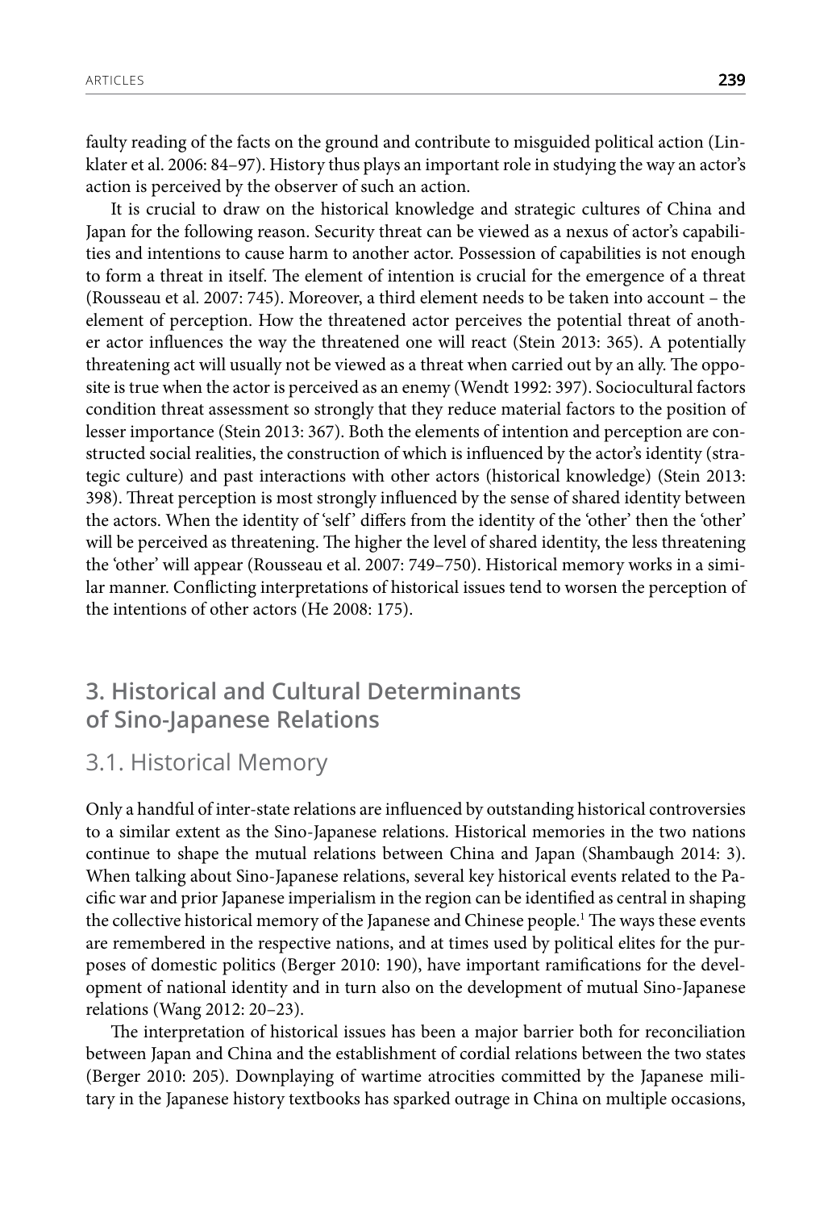faulty reading of the facts on the ground and contribute to misguided political action (Linklater et al. 2006: 84–97). History thus plays an important role in studying the way an actor's action is perceived by the observer of such an action.

It is crucial to draw on the historical knowledge and strategic cultures of China and Japan for the following reason. Security threat can be viewed as a nexus of actor's capabilities and intentions to cause harm to another actor. Possession of capabilities is not enough to form a threat in itself. The element of intention is crucial for the emergence of a threat (Rousseau et al. 2007: 745). Moreover, a third element needs to be taken into account – the element of perception. How the threatened actor perceives the potential threat of another actor influences the way the threatened one will react (Stein 2013: 365). A potentially threatening act will usually not be viewed as a threat when carried out by an ally. The opposite is true when the actor is perceived as an enemy (Wendt 1992: 397). Sociocultural factors condition threat assessment so strongly that they reduce material factors to the position of lesser importance (Stein 2013: 367). Both the elements of intention and perception are constructed social realities, the construction of which is influenced by the actor's identity (strategic culture) and past interactions with other actors (historical knowledge) (Stein 2013: 398). Threat perception is most strongly influenced by the sense of shared identity between the actors. When the identity of 'self' differs from the identity of the 'other' then the 'other' will be perceived as threatening. The higher the level of shared identity, the less threatening the 'other' will appear (Rousseau et al. 2007: 749–750). Historical memory works in a similar manner. Conflicting interpretations of historical issues tend to worsen the perception of the intentions of other actors (He 2008: 175).

## 3. Historical and Cultural Determinants of Sino-Japanese Relations

### 3.1. Historical Memory

Only a handful of inter-state relations are influenced by outstanding historical controversies to a similar extent as the Sino-Japanese relations. Historical memories in the two nations continue to shape the mutual relations between China and Japan (Shambaugh 2014: 3). When talking about Sino-Japanese relations, several key historical events related to the Pacific war and prior Japanese imperialism in the region can be identified as central in shaping the collective historical memory of the Japanese and Chinese people.[1] The ways these events are remembered in the respective nations, and at times used by political elites for the purposes of domestic politics (Berger 2010: 190), have important ramifications for the development of national identity and in turn also on the development of mutual Sino-Japanese relations (Wang 2012: 20–23).

The interpretation of historical issues has been a major barrier both for reconciliation between Japan and China and the establishment of cordial relations between the two states (Berger 2010: 205). Downplaying of wartime atrocities committed by the Japanese military in the Japanese history textbooks has sparked outrage in China on multiple occasions,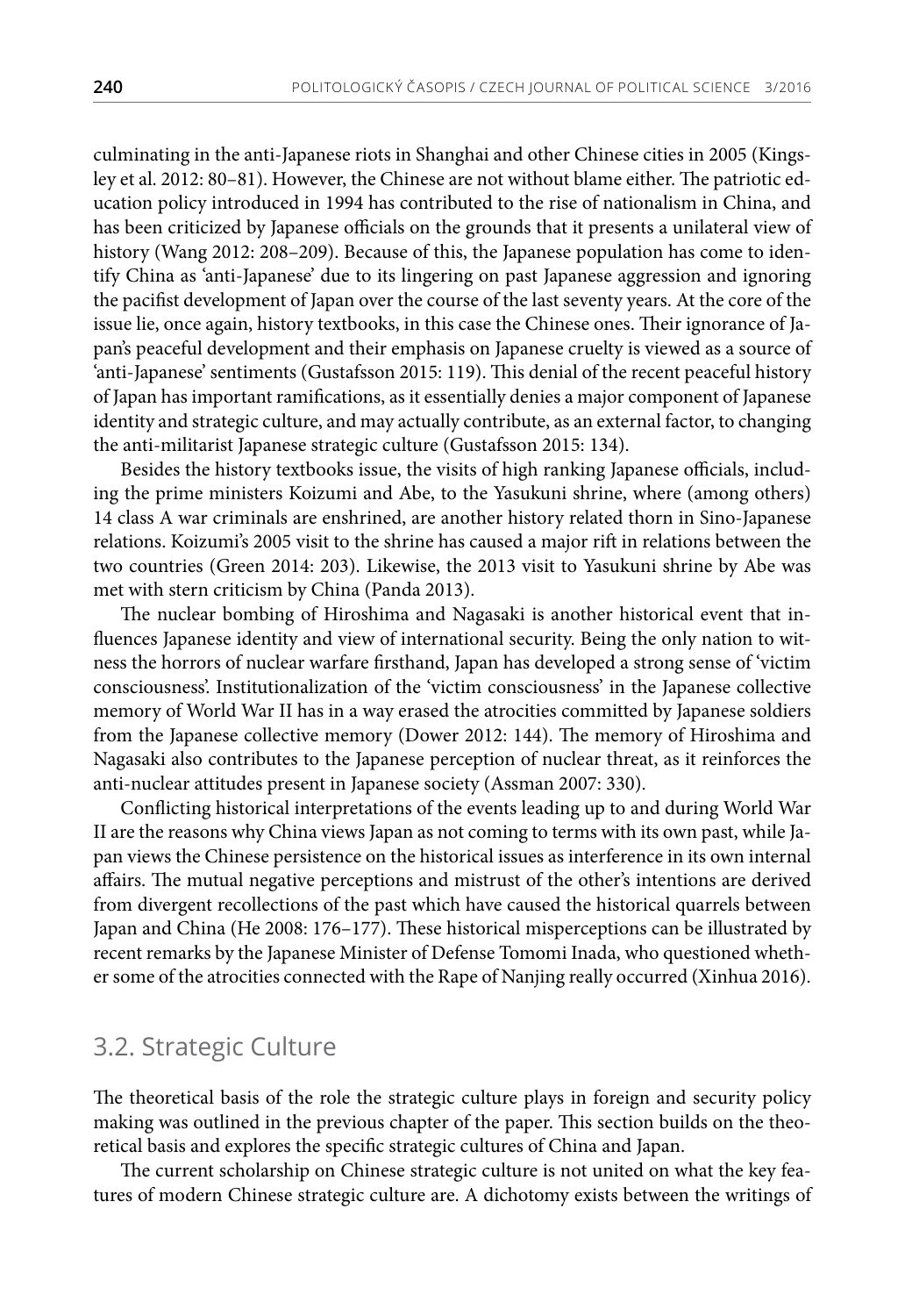culminating in the anti-Japanese riots in Shanghai and other Chinese cities in 2005 (Kingsley et al. 2012: 80–81). However, the Chinese are not without blame either. The patriotic education policy introduced in 1994 has contributed to the rise of nationalism in China, and has been criticized by Japanese officials on the grounds that it presents a unilateral view of history (Wang 2012: 208–209). Because of this, the Japanese population has come to identify China as 'anti-Japanese' due to its lingering on past Japanese aggression and ignoring the pacifist development of Japan over the course of the last seventy years. At the core of the issue lie, once again, history textbooks, in this case the Chinese ones. Their ignorance of Japan's peaceful development and their emphasis on Japanese cruelty is viewed as a source of 'anti-Japanese' sentiments (Gustafsson 2015: 119). This denial of the recent peaceful history of Japan has important ramifications, as it essentially denies a major component of Japanese identity and strategic culture, and may actually contribute, as an external factor, to changing the anti-militarist Japanese strategic culture (Gustafsson 2015: 134).

Besides the history textbooks issue, the visits of high ranking Japanese officials, including the prime ministers Koizumi and Abe, to the Yasukuni shrine, where (among others) 14 class A war criminals are enshrined, are another history related thorn in Sino-Japanese relations. Koizumi's 2005 visit to the shrine has caused a major rift in relations between the two countries (Green 2014: 203). Likewise, the 2013 visit to Yasukuni shrine by Abe was met with stern criticism by China (Panda 2013).

The nuclear bombing of Hiroshima and Nagasaki is another historical event that influences Japanese identity and view of international security. Being the only nation to witness the horrors of nuclear warfare firsthand, Japan has developed a strong sense of 'victim consciousness'. Institutionalization of the 'victim consciousness' in the Japanese collective memory of World War II has in a way erased the atrocities committed by Japanese soldiers from the Japanese collective memory (Dower 2012: 144). The memory of Hiroshima and Nagasaki also contributes to the Japanese perception of nuclear threat, as it reinforces the anti-nuclear attitudes present in Japanese society (Assman 2007: 330).

Conflicting historical interpretations of the events leading up to and during World War II are the reasons why China views Japan as not coming to terms with its own past, while Japan views the Chinese persistence on the historical issues as interference in its own internal affairs. The mutual negative perceptions and mistrust of the other's intentions are derived from divergent recollections of the past which have caused the historical quarrels between Japan and China (He 2008: 176–177). These historical misperceptions can be illustrated by recent remarks by the Japanese Minister of Defense Tomomi Inada, who questioned whether some of the atrocities connected with the Rape of Nanjing really occurred (Xinhua 2016).

## 3.2. Strategic Culture

The theoretical basis of the role the strategic culture plays in foreign and security policy making was outlined in the previous chapter of the paper. This section builds on the theoretical basis and explores the specific strategic cultures of China and Japan.

The current scholarship on Chinese strategic culture is not united on what the key features of modern Chinese strategic culture are. A dichotomy exists between the writings of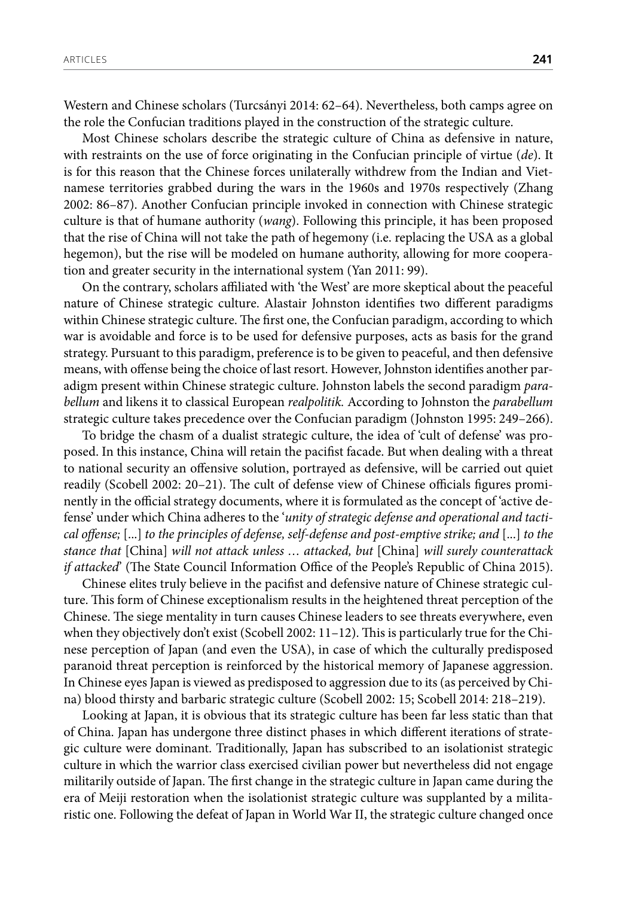Western and Chinese scholars (Turcsányi 2014: 62–64). Nevertheless, both camps agree on the role the Confucian traditions played in the construction of the strategic culture.

Most Chinese scholars describe the strategic culture of China as defensive in nature, with restraints on the use of force originating in the Confucian principle of virtue (*de*). It is for this reason that the Chinese forces unilaterally withdrew from the Indian and Vietnamese territories grabbed during the wars in the 1960s and 1970s respectively (Zhang 2002: 86–87). Another Confucian principle invoked in connection with Chinese strategic culture is that of humane authority (*wang*). Following this principle, it has been proposed that the rise of China will not take the path of hegemony (i.e. replacing the USA as a global hegemon), but the rise will be modeled on humane authority, allowing for more cooperation and greater security in the international system (Yan 2011: 99).

On the contrary, scholars affiliated with 'the West' are more skeptical about the peaceful nature of Chinese strategic culture. Alastair Johnston identifies two different paradigms within Chinese strategic culture. The first one, the Confucian paradigm, according to which war is avoidable and force is to be used for defensive purposes, acts as basis for the grand strategy. Pursuant to this paradigm, preference is to be given to peaceful, and then defensive means, with offense being the choice of last resort. However, Johnston identifies another paradigm present within Chinese strategic culture. Johnston labels the second paradigm *parabellum* and likens it to classical European *realpolitik.* According to Johnston the *parabellum* strategic culture takes precedence over the Confucian paradigm (Johnston 1995: 249–266).

To bridge the chasm of a dualist strategic culture, the idea of 'cult of defense' was proposed. In this instance, China will retain the pacifist facade. But when dealing with a threat to national security an offensive solution, portrayed as defensive, will be carried out quiet readily (Scobell 2002: 20–21). The cult of defense view of Chinese officials figures prominently in the official strategy documents, where it is formulated as the concept of 'active defense' under which China adheres to the '*unity of strategic defense and operational and tactical offense;* [...] *to the principles of defense, self-defense and post-emptive strike; and* [...] *to the stance that* [China] *will not attack unless … attacked, but* [China] *will surely counterattack if attacked*' (The State Council Information Office of the People's Republic of China 2015).

Chinese elites truly believe in the pacifist and defensive nature of Chinese strategic culture. This form of Chinese exceptionalism results in the heightened threat perception of the Chinese. The siege mentality in turn causes Chinese leaders to see threats everywhere, even when they objectively don't exist (Scobell 2002: 11–12). This is particularly true for the Chinese perception of Japan (and even the USA), in case of which the culturally predisposed paranoid threat perception is reinforced by the historical memory of Japanese aggression. In Chinese eyes Japan is viewed as predisposed to aggression due to its (as perceived by China) blood thirsty and barbaric strategic culture (Scobell 2002: 15; Scobell 2014: 218–219).

Looking at Japan, it is obvious that its strategic culture has been far less static than that of China. Japan has undergone three distinct phases in which different iterations of strategic culture were dominant. Traditionally, Japan has subscribed to an isolationist strategic culture in which the warrior class exercised civilian power but nevertheless did not engage militarily outside of Japan. The first change in the strategic culture in Japan came during the era of Meiji restoration when the isolationist strategic culture was supplanted by a militaristic one. Following the defeat of Japan in World War II, the strategic culture changed once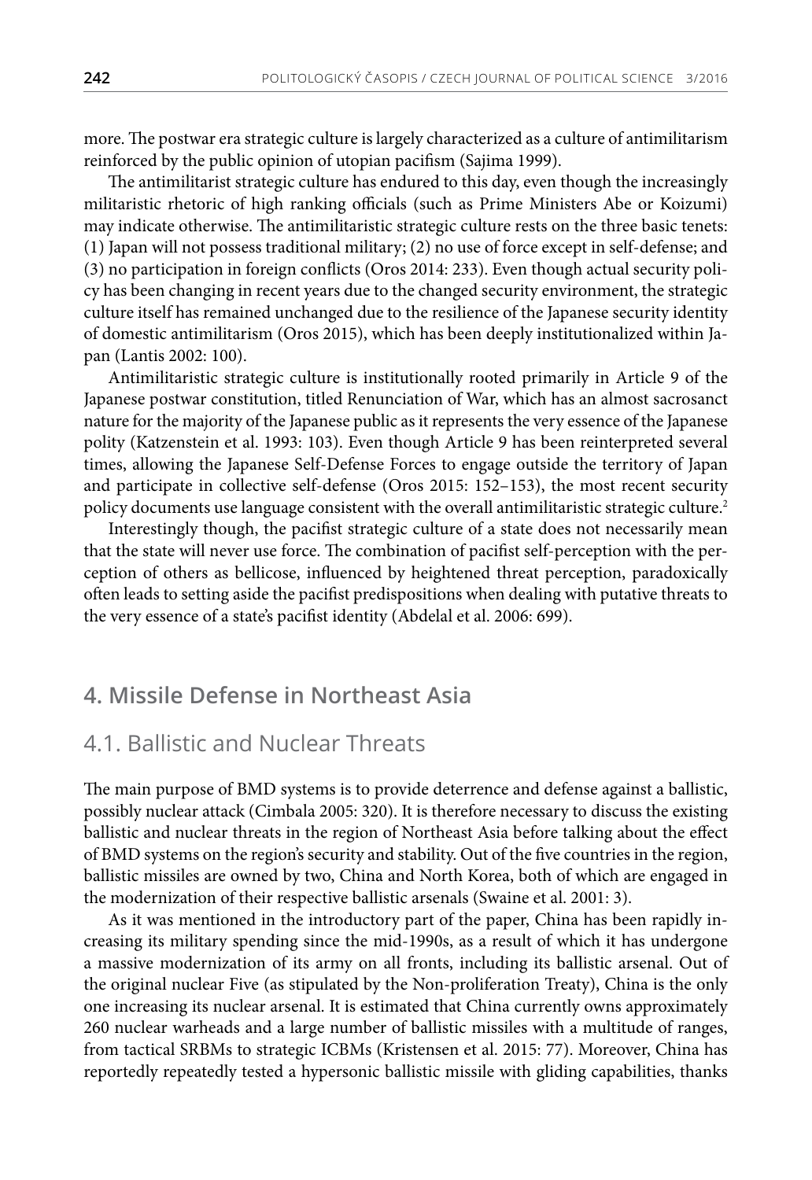more. The postwar era strategic culture is largely characterized as a culture of antimilitarism reinforced by the public opinion of utopian pacifism (Sajima 1999).

The antimilitarist strategic culture has endured to this day, even though the increasingly militaristic rhetoric of high ranking officials (such as Prime Ministers Abe or Koizumi) may indicate otherwise. The antimilitaristic strategic culture rests on the three basic tenets: (1) Japan will not possess traditional military; (2) no use of force except in self-defense; and (3) no participation in foreign conflicts (Oros 2014: 233). Even though actual security policy has been changing in recent years due to the changed security environment, the strategic culture itself has remained unchanged due to the resilience of the Japanese security identity of domestic antimilitarism (Oros 2015), which has been deeply institutionalized within Japan (Lantis 2002: 100).

Antimilitaristic strategic culture is institutionally rooted primarily in Article 9 of the Japanese postwar constitution, titled Renunciation of War, which has an almost sacrosanct nature for the majority of the Japanese public as it represents the very essence of the Japanese polity (Katzenstein et al. 1993: 103). Even though Article 9 has been reinterpreted several times, allowing the Japanese Self-Defense Forces to engage outside the territory of Japan and participate in collective self-defense (Oros 2015: 152–153), the most recent security policy documents use language consistent with the overall antimilitaristic strategic culture.[2]

Interestingly though, the pacifist strategic culture of a state does not necessarily mean that the state will never use force. The combination of pacifist self-perception with the perception of others as bellicose, influenced by heightened threat perception, paradoxically often leads to setting aside the pacifist predispositions when dealing with putative threats to the very essence of a state's pacifist identity (Abdelal et al. 2006: 699).

## 4. Missile Defense in Northeast Asia

### 4.1. Ballistic and Nuclear Threats

The main purpose of BMD systems is to provide deterrence and defense against a ballistic, possibly nuclear attack (Cimbala 2005: 320). It is therefore necessary to discuss the existing ballistic and nuclear threats in the region of Northeast Asia before talking about the effect of BMD systems on the region's security and stability. Out of the five countries in the region, ballistic missiles are owned by two, China and North Korea, both of which are engaged in the modernization of their respective ballistic arsenals (Swaine et al. 2001: 3).

As it was mentioned in the introductory part of the paper, China has been rapidly increasing its military spending since the mid-1990s, as a result of which it has undergone a massive modernization of its army on all fronts, including its ballistic arsenal. Out of the original nuclear Five (as stipulated by the Non-proliferation Treaty), China is the only one increasing its nuclear arsenal. It is estimated that China currently owns approximately 260 nuclear warheads and a large number of ballistic missiles with a multitude of ranges, from tactical SRBMs to strategic ICBMs (Kristensen et al. 2015: 77). Moreover, China has reportedly repeatedly tested a hypersonic ballistic missile with gliding capabilities, thanks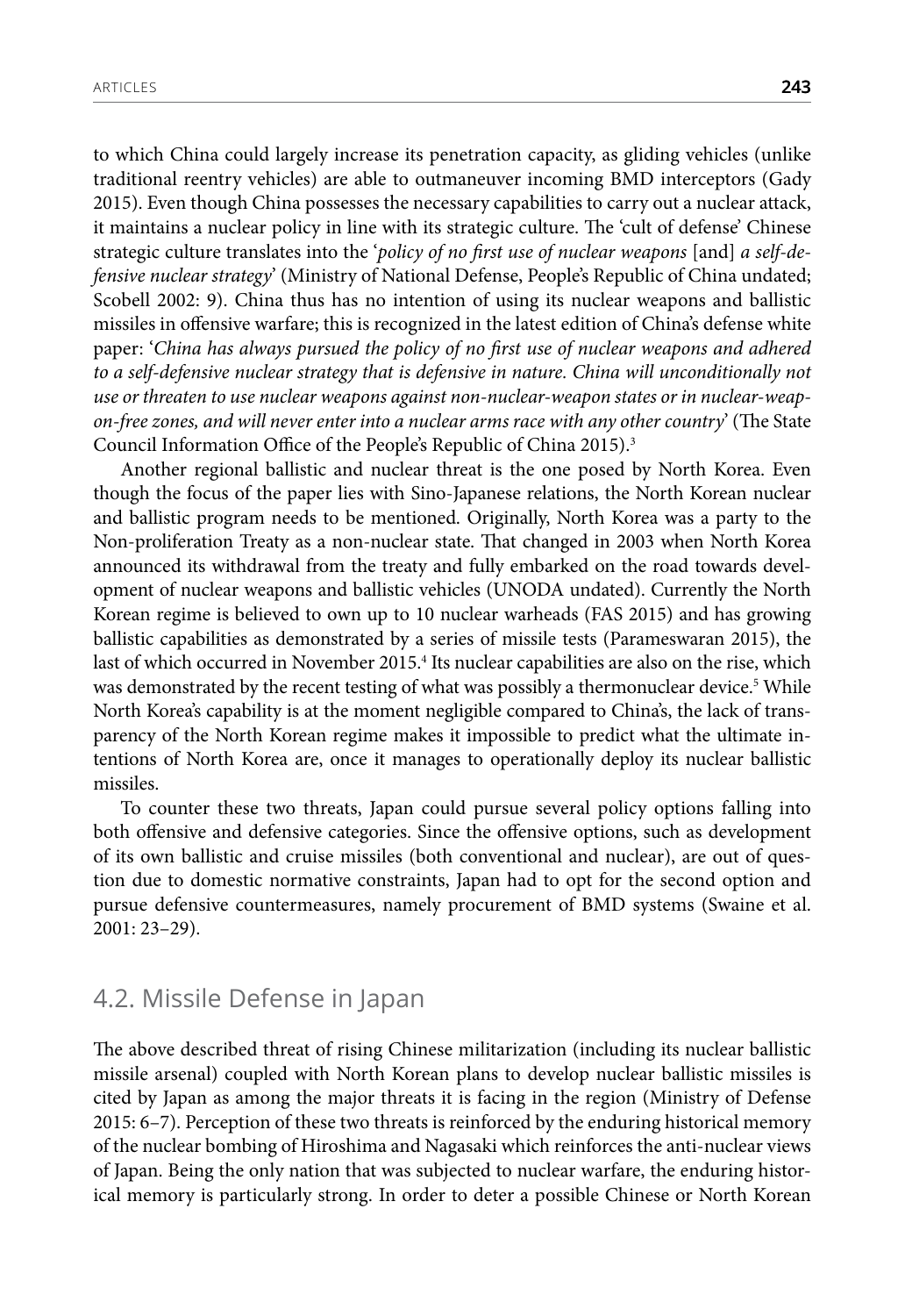to which China could largely increase its penetration capacity, as gliding vehicles (unlike traditional reentry vehicles) are able to outmaneuver incoming BMD interceptors (Gady 2015). Even though China possesses the necessary capabilities to carry out a nuclear attack, it maintains a nuclear policy in line with its strategic culture. The 'cult of defense' Chinese strategic culture translates into the '*policy of no first use of nuclear weapons* [and] *a self-defensive nuclear strategy*' (Ministry of National Defense, People's Republic of China undated; Scobell 2002: 9). China thus has no intention of using its nuclear weapons and ballistic missiles in offensive warfare; this is recognized in the latest edition of China's defense white paper: '*China has always pursued the policy of no first use of nuclear weapons and adhered to a self-defensive nuclear strategy that is defensive in nature. China will unconditionally not use or threaten to use nuclear weapons against non-nuclear-weapon states or in nuclear-weapon-free zones, and will never enter into a nuclear arms race with any other country*' (The State Council Information Office of the People's Republic of China 2015).[3]

Another regional ballistic and nuclear threat is the one posed by North Korea. Even though the focus of the paper lies with Sino-Japanese relations, the North Korean nuclear and ballistic program needs to be mentioned. Originally, North Korea was a party to the Non-proliferation Treaty as a non-nuclear state. That changed in 2003 when North Korea announced its withdrawal from the treaty and fully embarked on the road towards development of nuclear weapons and ballistic vehicles (UNODA undated). Currently the North Korean regime is believed to own up to 10 nuclear warheads (FAS 2015) and has growing ballistic capabilities as demonstrated by a series of missile tests (Parameswaran 2015), the last of which occurred in November 2015.[4] Its nuclear capabilities are also on the rise, which was demonstrated by the recent testing of what was possibly a thermonuclear device.[5] While North Korea's capability is at the moment negligible compared to China's, the lack of transparency of the North Korean regime makes it impossible to predict what the ultimate intentions of North Korea are, once it manages to operationally deploy its nuclear ballistic missiles.

To counter these two threats, Japan could pursue several policy options falling into both offensive and defensive categories. Since the offensive options, such as development of its own ballistic and cruise missiles (both conventional and nuclear), are out of question due to domestic normative constraints, Japan had to opt for the second option and pursue defensive countermeasures, namely procurement of BMD systems (Swaine et al. 2001: 23–29).

## 4.2. Missile Defense in Japan

The above described threat of rising Chinese militarization (including its nuclear ballistic missile arsenal) coupled with North Korean plans to develop nuclear ballistic missiles is cited by Japan as among the major threats it is facing in the region (Ministry of Defense 2015: 6–7). Perception of these two threats is reinforced by the enduring historical memory of the nuclear bombing of Hiroshima and Nagasaki which reinforces the anti-nuclear views of Japan. Being the only nation that was subjected to nuclear warfare, the enduring historical memory is particularly strong. In order to deter a possible Chinese or North Korean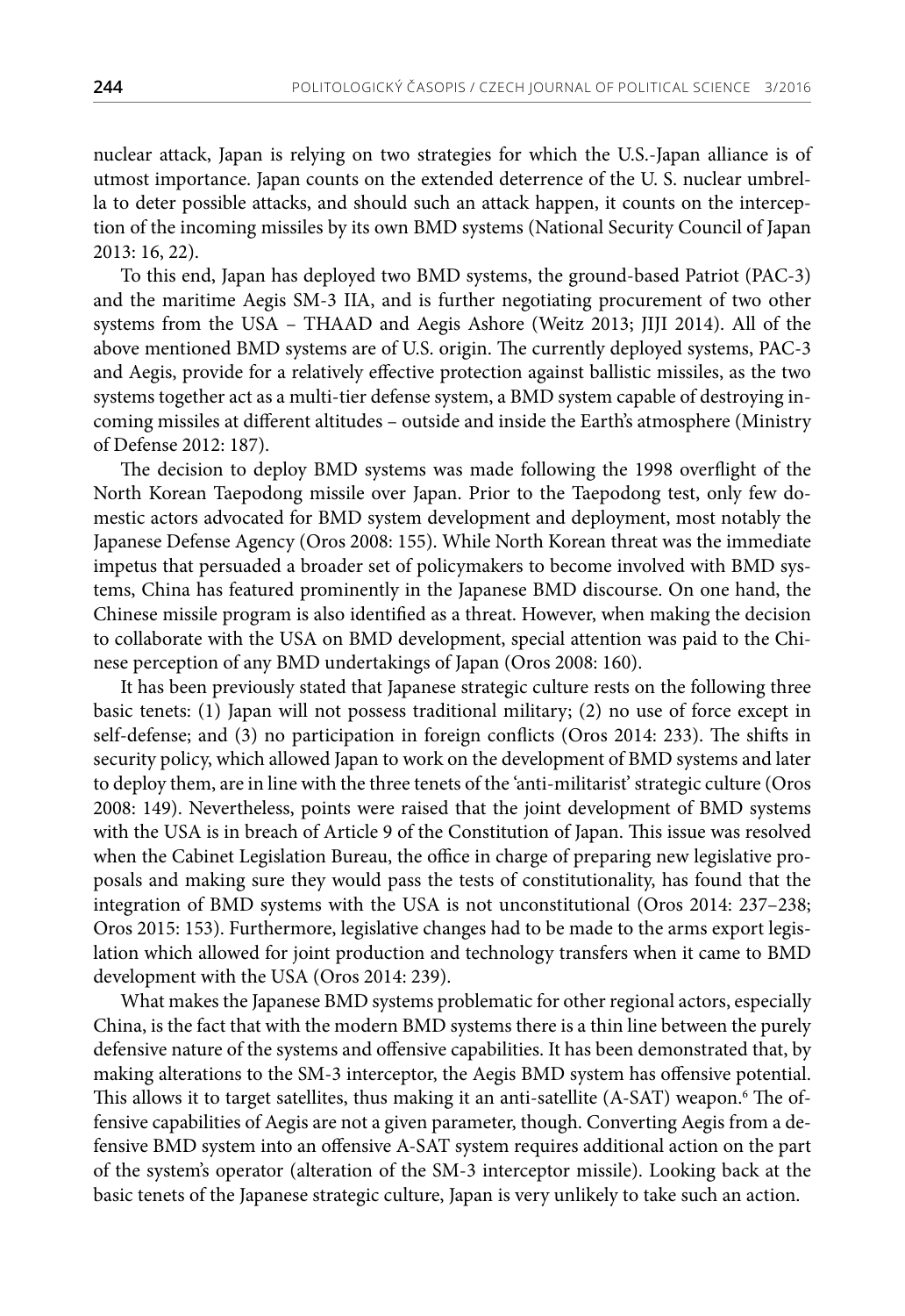nuclear attack, Japan is relying on two strategies for which the U.S.-Japan alliance is of utmost importance. Japan counts on the extended deterrence of the U. S. nuclear umbrella to deter possible attacks, and should such an attack happen, it counts on the interception of the incoming missiles by its own BMD systems (National Security Council of Japan 2013: 16, 22).

To this end, Japan has deployed two BMD systems, the ground-based Patriot (PAC-3) and the maritime Aegis SM-3 IIA, and is further negotiating procurement of two other systems from the USA – THAAD and Aegis Ashore (Weitz 2013; JIJI 2014). All of the above mentioned BMD systems are of U.S. origin. The currently deployed systems, PAC-3 and Aegis, provide for a relatively effective protection against ballistic missiles, as the two systems together act as a multi-tier defense system, a BMD system capable of destroying incoming missiles at different altitudes – outside and inside the Earth's atmosphere (Ministry of Defense 2012: 187).

The decision to deploy BMD systems was made following the 1998 overflight of the North Korean Taepodong missile over Japan. Prior to the Taepodong test, only few domestic actors advocated for BMD system development and deployment, most notably the Japanese Defense Agency (Oros 2008: 155). While North Korean threat was the immediate impetus that persuaded a broader set of policymakers to become involved with BMD systems, China has featured prominently in the Japanese BMD discourse. On one hand, the Chinese missile program is also identified as a threat. However, when making the decision to collaborate with the USA on BMD development, special attention was paid to the Chinese perception of any BMD undertakings of Japan (Oros 2008: 160).

It has been previously stated that Japanese strategic culture rests on the following three basic tenets: (1) Japan will not possess traditional military; (2) no use of force except in self-defense; and (3) no participation in foreign conflicts (Oros 2014: 233). The shifts in security policy, which allowed Japan to work on the development of BMD systems and later to deploy them, are in line with the three tenets of the 'anti-militarist' strategic culture (Oros 2008: 149). Nevertheless, points were raised that the joint development of BMD systems with the USA is in breach of Article 9 of the Constitution of Japan. This issue was resolved when the Cabinet Legislation Bureau, the office in charge of preparing new legislative proposals and making sure they would pass the tests of constitutionality, has found that the integration of BMD systems with the USA is not unconstitutional (Oros 2014: 237–238; Oros 2015: 153). Furthermore, legislative changes had to be made to the arms export legislation which allowed for joint production and technology transfers when it came to BMD development with the USA (Oros 2014: 239).

What makes the Japanese BMD systems problematic for other regional actors, especially China, is the fact that with the modern BMD systems there is a thin line between the purely defensive nature of the systems and offensive capabilities. It has been demonstrated that, by making alterations to the SM-3 interceptor, the Aegis BMD system has offensive potential. This allows it to target satellites, thus making it an anti-satellite (A-SAT) weapon.[6] The offensive capabilities of Aegis are not a given parameter, though. Converting Aegis from a defensive BMD system into an offensive A-SAT system requires additional action on the part of the system's operator (alteration of the SM-3 interceptor missile). Looking back at the basic tenets of the Japanese strategic culture, Japan is very unlikely to take such an action.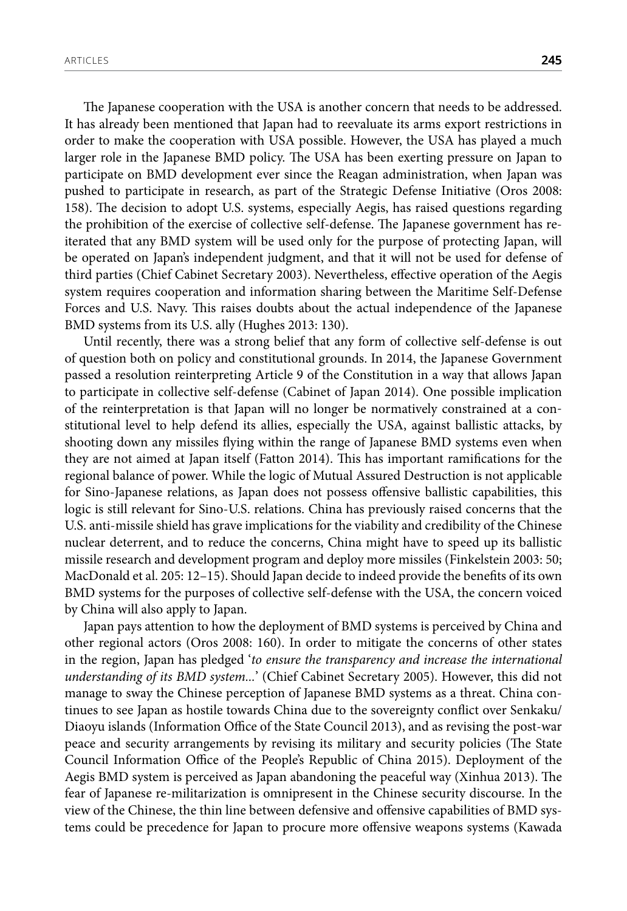The Japanese cooperation with the USA is another concern that needs to be addressed. It has already been mentioned that Japan had to reevaluate its arms export restrictions in order to make the cooperation with USA possible. However, the USA has played a much larger role in the Japanese BMD policy. The USA has been exerting pressure on Japan to participate on BMD development ever since the Reagan administration, when Japan was pushed to participate in research, as part of the Strategic Defense Initiative (Oros 2008: 158). The decision to adopt U.S. systems, especially Aegis, has raised questions regarding the prohibition of the exercise of collective self-defense. The Japanese government has reiterated that any BMD system will be used only for the purpose of protecting Japan, will be operated on Japan's independent judgment, and that it will not be used for defense of third parties (Chief Cabinet Secretary 2003). Nevertheless, effective operation of the Aegis system requires cooperation and information sharing between the Maritime Self-Defense Forces and U.S. Navy. This raises doubts about the actual independence of the Japanese BMD systems from its U.S. ally (Hughes 2013: 130).

Until recently, there was a strong belief that any form of collective self-defense is out of question both on policy and constitutional grounds. In 2014, the Japanese Government passed a resolution reinterpreting Article 9 of the Constitution in a way that allows Japan to participate in collective self-defense (Cabinet of Japan 2014). One possible implication of the reinterpretation is that Japan will no longer be normatively constrained at a constitutional level to help defend its allies, especially the USA, against ballistic attacks, by shooting down any missiles flying within the range of Japanese BMD systems even when they are not aimed at Japan itself (Fatton 2014). This has important ramifications for the regional balance of power. While the logic of Mutual Assured Destruction is not applicable for Sino-Japanese relations, as Japan does not possess offensive ballistic capabilities, this logic is still relevant for Sino-U.S. relations. China has previously raised concerns that the U.S. anti-missile shield has grave implications for the viability and credibility of the Chinese nuclear deterrent, and to reduce the concerns, China might have to speed up its ballistic missile research and development program and deploy more missiles (Finkelstein 2003: 50; MacDonald et al. 205: 12–15). Should Japan decide to indeed provide the benefits of its own BMD systems for the purposes of collective self-defense with the USA, the concern voiced by China will also apply to Japan.

Japan pays attention to how the deployment of BMD systems is perceived by China and other regional actors (Oros 2008: 160). In order to mitigate the concerns of other states in the region, Japan has pledged '*to ensure the transparency and increase the international understanding of its BMD system...*' (Chief Cabinet Secretary 2005). However, this did not manage to sway the Chinese perception of Japanese BMD systems as a threat. China continues to see Japan as hostile towards China due to the sovereignty conflict over Senkaku/Diaoyu islands (Information Office of the State Council 2013), and as revising the post-war peace and security arrangements by revising its military and security policies (The State Council Information Office of the People's Republic of China 2015). Deployment of the Aegis BMD system is perceived as Japan abandoning the peaceful way (Xinhua 2013). The fear of Japanese re-militarization is omnipresent in the Chinese security discourse. In the view of the Chinese, the thin line between defensive and offensive capabilities of BMD systems could be precedence for Japan to procure more offensive weapons systems (Kawada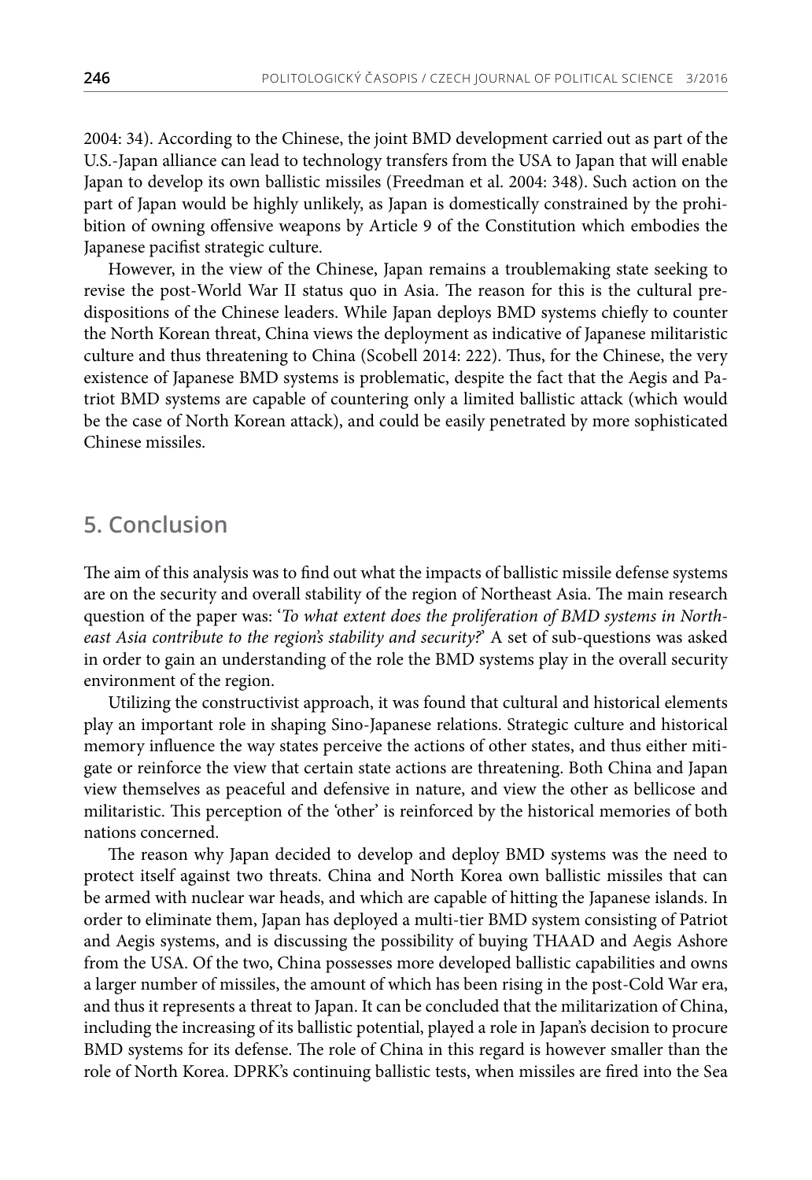2004: 34). According to the Chinese, the joint BMD development carried out as part of the U.S.-Japan alliance can lead to technology transfers from the USA to Japan that will enable Japan to develop its own ballistic missiles (Freedman et al. 2004: 348). Such action on the part of Japan would be highly unlikely, as Japan is domestically constrained by the prohibition of owning offensive weapons by Article 9 of the Constitution which embodies the Japanese pacifist strategic culture.

However, in the view of the Chinese, Japan remains a troublemaking state seeking to revise the post-World War II status quo in Asia. The reason for this is the cultural predispositions of the Chinese leaders. While Japan deploys BMD systems chiefly to counter the North Korean threat, China views the deployment as indicative of Japanese militaristic culture and thus threatening to China (Scobell 2014: 222). Thus, for the Chinese, the very existence of Japanese BMD systems is problematic, despite the fact that the Aegis and Patriot BMD systems are capable of countering only a limited ballistic attack (which would be the case of North Korean attack), and could be easily penetrated by more sophisticated Chinese missiles.

## 5. Conclusion

The aim of this analysis was to find out what the impacts of ballistic missile defense systems are on the security and overall stability of the region of Northeast Asia. The main research question of the paper was: '*To what extent does the proliferation of BMD systems in Northeast Asia contribute to the region's stability and security?*' A set of sub-questions was asked in order to gain an understanding of the role the BMD systems play in the overall security environment of the region.

Utilizing the constructivist approach, it was found that cultural and historical elements play an important role in shaping Sino-Japanese relations. Strategic culture and historical memory influence the way states perceive the actions of other states, and thus either mitigate or reinforce the view that certain state actions are threatening. Both China and Japan view themselves as peaceful and defensive in nature, and view the other as bellicose and militaristic. This perception of the 'other' is reinforced by the historical memories of both nations concerned.

The reason why Japan decided to develop and deploy BMD systems was the need to protect itself against two threats. China and North Korea own ballistic missiles that can be armed with nuclear war heads, and which are capable of hitting the Japanese islands. In order to eliminate them, Japan has deployed a multi-tier BMD system consisting of Patriot and Aegis systems, and is discussing the possibility of buying THAAD and Aegis Ashore from the USA. Of the two, China possesses more developed ballistic capabilities and owns a larger number of missiles, the amount of which has been rising in the post-Cold War era, and thus it represents a threat to Japan. It can be concluded that the militarization of China, including the increasing of its ballistic potential, played a role in Japan's decision to procure BMD systems for its defense. The role of China in this regard is however smaller than the role of North Korea. DPRK's continuing ballistic tests, when missiles are fired into the Sea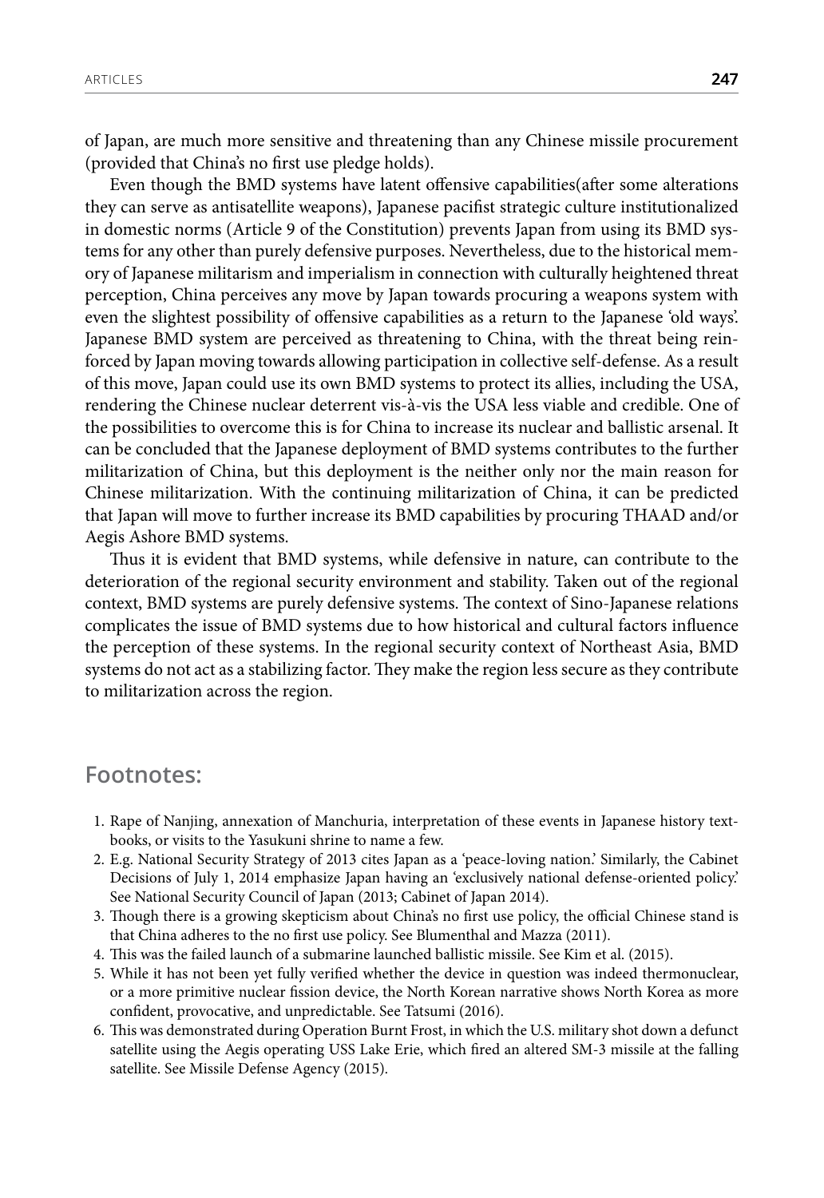of Japan, are much more sensitive and threatening than any Chinese missile procurement (provided that China's no first use pledge holds).

Even though the BMD systems have latent offensive capabilities(after some alterations they can serve as antisatellite weapons), Japanese pacifist strategic culture institutionalized in domestic norms (Article 9 of the Constitution) prevents Japan from using its BMD systems for any other than purely defensive purposes. Nevertheless, due to the historical memory of Japanese militarism and imperialism in connection with culturally heightened threat perception, China perceives any move by Japan towards procuring a weapons system with even the slightest possibility of offensive capabilities as a return to the Japanese 'old ways'. Japanese BMD system are perceived as threatening to China, with the threat being reinforced by Japan moving towards allowing participation in collective self-defense. As a result of this move, Japan could use its own BMD systems to protect its allies, including the USA, rendering the Chinese nuclear deterrent vis-à-vis the USA less viable and credible. One of the possibilities to overcome this is for China to increase its nuclear and ballistic arsenal. It can be concluded that the Japanese deployment of BMD systems contributes to the further militarization of China, but this deployment is the neither only nor the main reason for Chinese militarization. With the continuing militarization of China, it can be predicted that Japan will move to further increase its BMD capabilities by procuring THAAD and/or Aegis Ashore BMD systems.

Thus it is evident that BMD systems, while defensive in nature, can contribute to the deterioration of the regional security environment and stability. Taken out of the regional context, BMD systems are purely defensive systems. The context of Sino-Japanese relations complicates the issue of BMD systems due to how historical and cultural factors influence the perception of these systems. In the regional security context of Northeast Asia, BMD systems do not act as a stabilizing factor. They make the region less secure as they contribute to militarization across the region.

## Footnotes:

1. Rape of Nanjing, annexation of Manchuria, interpretation of these events in Japanese history textbooks, or visits to the Yasukuni shrine to name a few.
2. E.g. National Security Strategy of 2013 cites Japan as a 'peace-loving nation.' Similarly, the Cabinet Decisions of July 1, 2014 emphasize Japan having an 'exclusively national defense-oriented policy.' See National Security Council of Japan (2013; Cabinet of Japan 2014).
3. Though there is a growing skepticism about China's no first use policy, the official Chinese stand is that China adheres to the no first use policy. See Blumenthal and Mazza (2011).
4. This was the failed launch of a submarine launched ballistic missile. See Kim et al. (2015).
5. While it has not been yet fully verified whether the device in question was indeed thermonuclear, or a more primitive nuclear fission device, the North Korean narrative shows North Korea as more confident, provocative, and unpredictable. See Tatsumi (2016).
6. This was demonstrated during Operation Burnt Frost, in which the U.S. military shot down a defunct satellite using the Aegis operating USS Lake Erie, which fired an altered SM-3 missile at the falling satellite. See Missile Defense Agency (2015).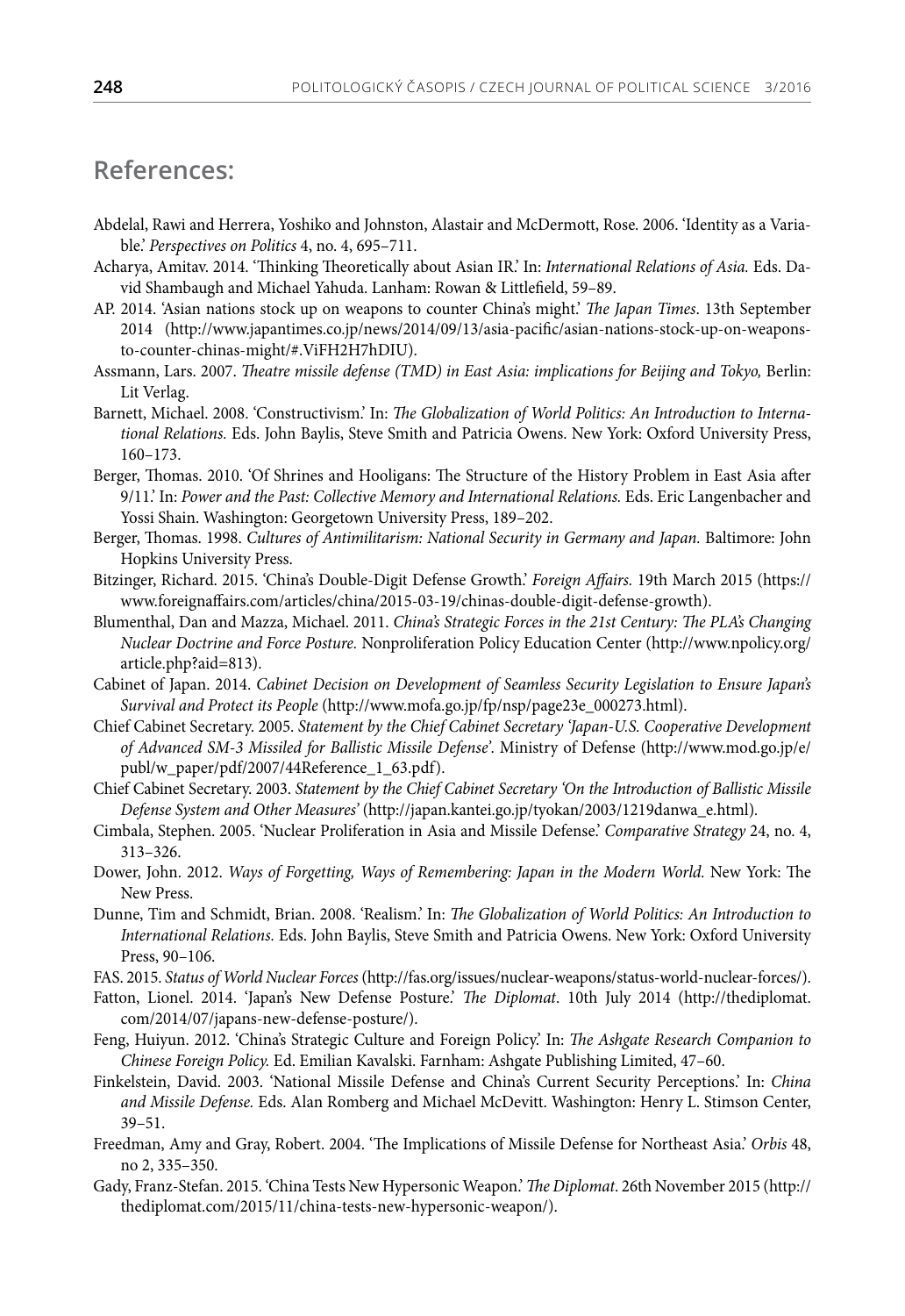## References:

Abdelal, Rawi and Herrera, Yoshiko and Johnston, Alastair and McDermott, Rose. 2006. 'Identity as a Variable.' *Perspectives on Politics* 4, no. 4, 695–711.

Acharya, Amitav. 2014. 'Thinking Theoretically about Asian IR.' In: *International Relations of Asia.* Eds. David Shambaugh and Michael Yahuda. Lanham: Rowan & Littlefield, 59–89.

AP. 2014. 'Asian nations stock up on weapons to counter China's might.' *The Japan Times*. 13th September 2014 (http://www.japantimes.co.jp/news/2014/09/13/asia-pacific/asian-nations-stock-up-on-weapons-to-counter-chinas-might/#.ViFH2H7hDIU).

Assmann, Lars. 2007. *Theatre missile defense (TMD) in East Asia: implications for Beijing and Tokyo,* Berlin: Lit Verlag.

Barnett, Michael. 2008. 'Constructivism.' In: *The Globalization of World Politics: An Introduction to International Relations.* Eds. John Baylis, Steve Smith and Patricia Owens. New York: Oxford University Press, 160–173.

Berger, Thomas. 2010. 'Of Shrines and Hooligans: The Structure of the History Problem in East Asia after 9/11.' In: *Power and the Past: Collective Memory and International Relations.* Eds. Eric Langenbacher and Yossi Shain. Washington: Georgetown University Press, 189–202.

Berger, Thomas. 1998. *Cultures of Antimilitarism: National Security in Germany and Japan.* Baltimore: John Hopkins University Press.

Bitzinger, Richard. 2015. 'China's Double-Digit Defense Growth.' *Foreign Affairs.* 19th March 2015 (https://www.foreignaffairs.com/articles/china/2015-03-19/chinas-double-digit-defense-growth).

Blumenthal, Dan and Mazza, Michael. 2011. *China's Strategic Forces in the 21st Century: The PLA's Changing Nuclear Doctrine and Force Posture.* Nonproliferation Policy Education Center (http://www.npolicy.org/article.php?aid=813).

Cabinet of Japan. 2014. *Cabinet Decision on Development of Seamless Security Legislation to Ensure Japan's Survival and Protect its People* (http://www.mofa.go.jp/fp/nsp/page23e_000273.html).

Chief Cabinet Secretary. 2005. *Statement by the Chief Cabinet Secretary 'Japan-U.S. Cooperative Development of Advanced SM-3 Missiled for Ballistic Missile Defense'*. Ministry of Defense (http://www.mod.go.jp/e/publ/w_paper/pdf/2007/44Reference_1_63.pdf).

Chief Cabinet Secretary. 2003. *Statement by the Chief Cabinet Secretary 'On the Introduction of Ballistic Missile Defense System and Other Measures'* (http://japan.kantei.go.jp/tyokan/2003/1219danwa_e.html).

Cimbala, Stephen. 2005. 'Nuclear Proliferation in Asia and Missile Defense.' *Comparative Strategy* 24, no. 4, 313–326.

Dower, John. 2012. *Ways of Forgetting, Ways of Remembering: Japan in the Modern World.* New York: The New Press.

Dunne, Tim and Schmidt, Brian. 2008. 'Realism.' In: *The Globalization of World Politics: An Introduction to International Relations.* Eds. John Baylis, Steve Smith and Patricia Owens. New York: Oxford University Press, 90–106.

FAS. 2015. *Status of World Nuclear Forces* (http://fas.org/issues/nuclear-weapons/status-world-nuclear-forces/).

Fatton, Lionel. 2014. 'Japan's New Defense Posture.' *The Diplomat*. 10th July 2014 (http://thediplomat.com/2014/07/japans-new-defense-posture/).

Feng, Huiyun. 2012. 'China's Strategic Culture and Foreign Policy.' In: *The Ashgate Research Companion to Chinese Foreign Policy.* Ed. Emilian Kavalski. Farnham: Ashgate Publishing Limited, 47–60.

Finkelstein, David. 2003. 'National Missile Defense and China's Current Security Perceptions.' In: *China and Missile Defense.* Eds. Alan Romberg and Michael McDevitt. Washington: Henry L. Stimson Center, 39–51.

Freedman, Amy and Gray, Robert. 2004. 'The Implications of Missile Defense for Northeast Asia.' *Orbis* 48, no 2, 335–350.

Gady, Franz-Stefan. 2015. 'China Tests New Hypersonic Weapon.' *The Diplomat*. 26th November 2015 (http://thediplomat.com/2015/11/china-tests-new-hypersonic-weapon/).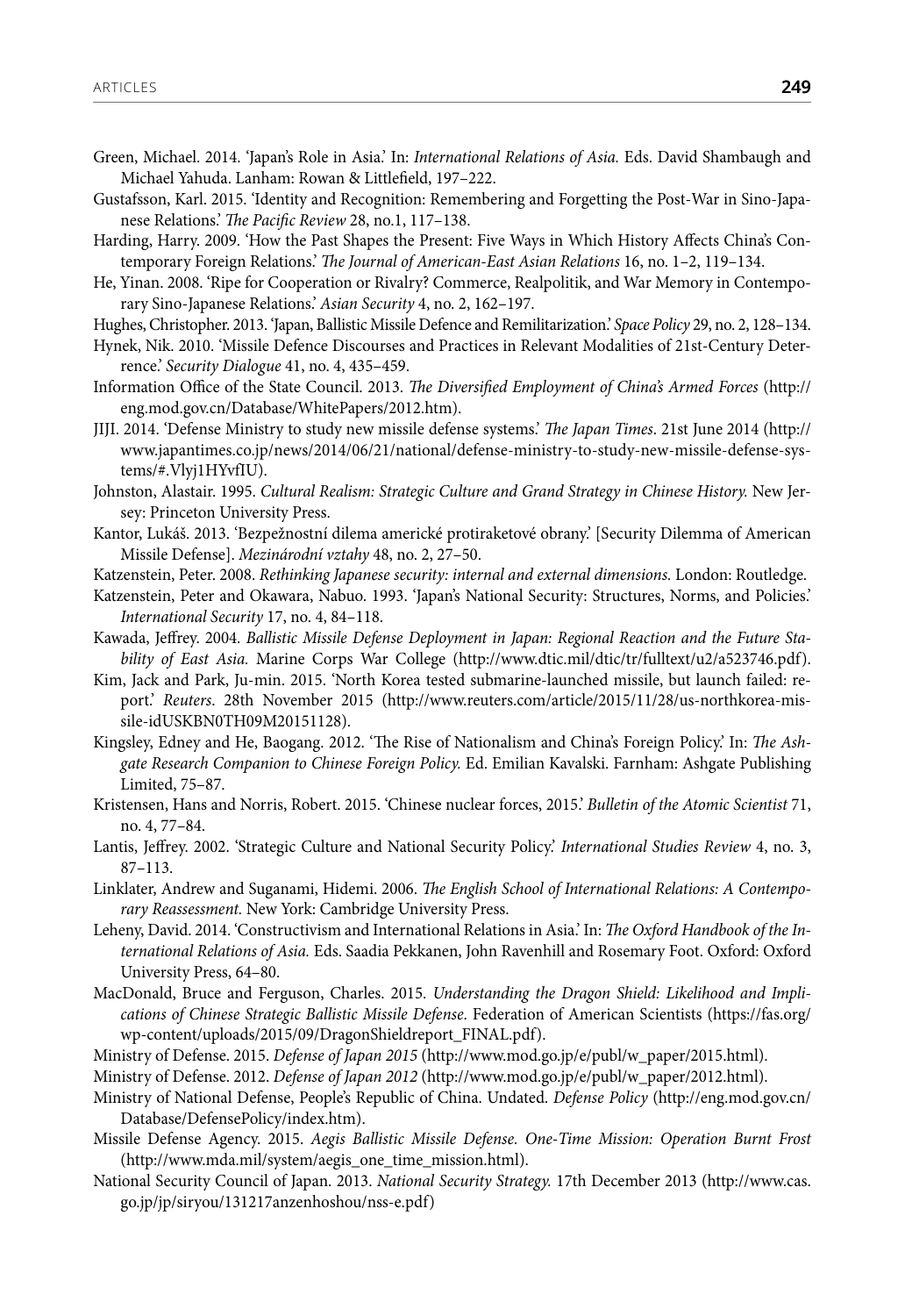Green, Michael. 2014. 'Japan's Role in Asia.' In: *International Relations of Asia.* Eds. David Shambaugh and Michael Yahuda. Lanham: Rowan & Littlefield, 197–222.

Gustafsson, Karl. 2015. 'Identity and Recognition: Remembering and Forgetting the Post-War in Sino-Japanese Relations.' *The Pacific Review* 28, no.1, 117–138.

Harding, Harry. 2009. 'How the Past Shapes the Present: Five Ways in Which History Affects China's Contemporary Foreign Relations.' *The Journal of American-East Asian Relations* 16, no. 1–2, 119–134.

He, Yinan. 2008. 'Ripe for Cooperation or Rivalry? Commerce, Realpolitik, and War Memory in Contemporary Sino-Japanese Relations.' *Asian Security* 4, no. 2, 162–197.

Hughes, Christopher. 2013. 'Japan, Ballistic Missile Defence and Remilitarization.' *Space Policy* 29, no. 2, 128–134.

Hynek, Nik. 2010. 'Missile Defence Discourses and Practices in Relevant Modalities of 21st-Century Deterrence.' *Security Dialogue* 41, no. 4, 435–459.

Information Office of the State Council. 2013. *The Diversified Employment of China's Armed Forces* (http://eng.mod.gov.cn/Database/WhitePapers/2012.htm).

JIJI. 2014. 'Defense Ministry to study new missile defense systems.' *The Japan Times*. 21st June 2014 (http://www.japantimes.co.jp/news/2014/06/21/national/defense-ministry-to-study-new-missile-defense-systems/#.Vlyj1HYvfIU).

Johnston, Alastair. 1995. *Cultural Realism: Strategic Culture and Grand Strategy in Chinese History.* New Jersey: Princeton University Press.

Kantor, Lukáš. 2013. 'Bezpežnostní dilema americké protiraketové obrany.' [Security Dilemma of American Missile Defense]. *Mezinárodní vztahy* 48, no. 2, 27–50.

Katzenstein, Peter. 2008. *Rethinking Japanese security: internal and external dimensions.* London: Routledge.

Katzenstein, Peter and Okawara, Nabuo. 1993. 'Japan's National Security: Structures, Norms, and Policies.' *International Security* 17, no. 4, 84–118.

Kawada, Jeffrey. 2004. *Ballistic Missile Defense Deployment in Japan: Regional Reaction and the Future Stability of East Asia.* Marine Corps War College (http://www.dtic.mil/dtic/tr/fulltext/u2/a523746.pdf).

Kim, Jack and Park, Ju-min. 2015. 'North Korea tested submarine-launched missile, but launch failed: report.' *Reuters*. 28th November 2015 (http://www.reuters.com/article/2015/11/28/us-northkorea-missile-idUSKBN0TH09M20151128).

Kingsley, Edney and He, Baogang. 2012. 'The Rise of Nationalism and China's Foreign Policy.' In: *The Ashgate Research Companion to Chinese Foreign Policy.* Ed. Emilian Kavalski. Farnham: Ashgate Publishing Limited, 75–87.

Kristensen, Hans and Norris, Robert. 2015. 'Chinese nuclear forces, 2015.' *Bulletin of the Atomic Scientist* 71, no. 4, 77–84.

Lantis, Jeffrey. 2002. 'Strategic Culture and National Security Policy.' *International Studies Review* 4, no. 3, 87–113.

Linklater, Andrew and Suganami, Hidemi. 2006. *The English School of International Relations: A Contemporary Reassessment.* New York: Cambridge University Press.

Leheny, David. 2014. 'Constructivism and International Relations in Asia.' In: *The Oxford Handbook of the International Relations of Asia.* Eds. Saadia Pekkanen, John Ravenhill and Rosemary Foot. Oxford: Oxford University Press, 64–80.

MacDonald, Bruce and Ferguson, Charles. 2015. *Understanding the Dragon Shield: Likelihood and Implications of Chinese Strategic Ballistic Missile Defense*. Federation of American Scientists (https://fas.org/wp-content/uploads/2015/09/DragonShieldreport_FINAL.pdf).

Ministry of Defense. 2015. *Defense of Japan 2015* (http://www.mod.go.jp/e/publ/w_paper/2015.html).

Ministry of Defense. 2012. *Defense of Japan 2012* (http://www.mod.go.jp/e/publ/w_paper/2012.html).

Ministry of National Defense, People's Republic of China. Undated. *Defense Policy* (http://eng.mod.gov.cn/Database/DefensePolicy/index.htm).

Missile Defense Agency. 2015. *Aegis Ballistic Missile Defense. One-Time Mission: Operation Burnt Frost* (http://www.mda.mil/system/aegis_one_time_mission.html).

National Security Council of Japan. 2013. *National Security Strategy.* 17th December 2013 (http://www.cas.go.jp/jp/siryou/131217anzenhoshou/nss-e.pdf)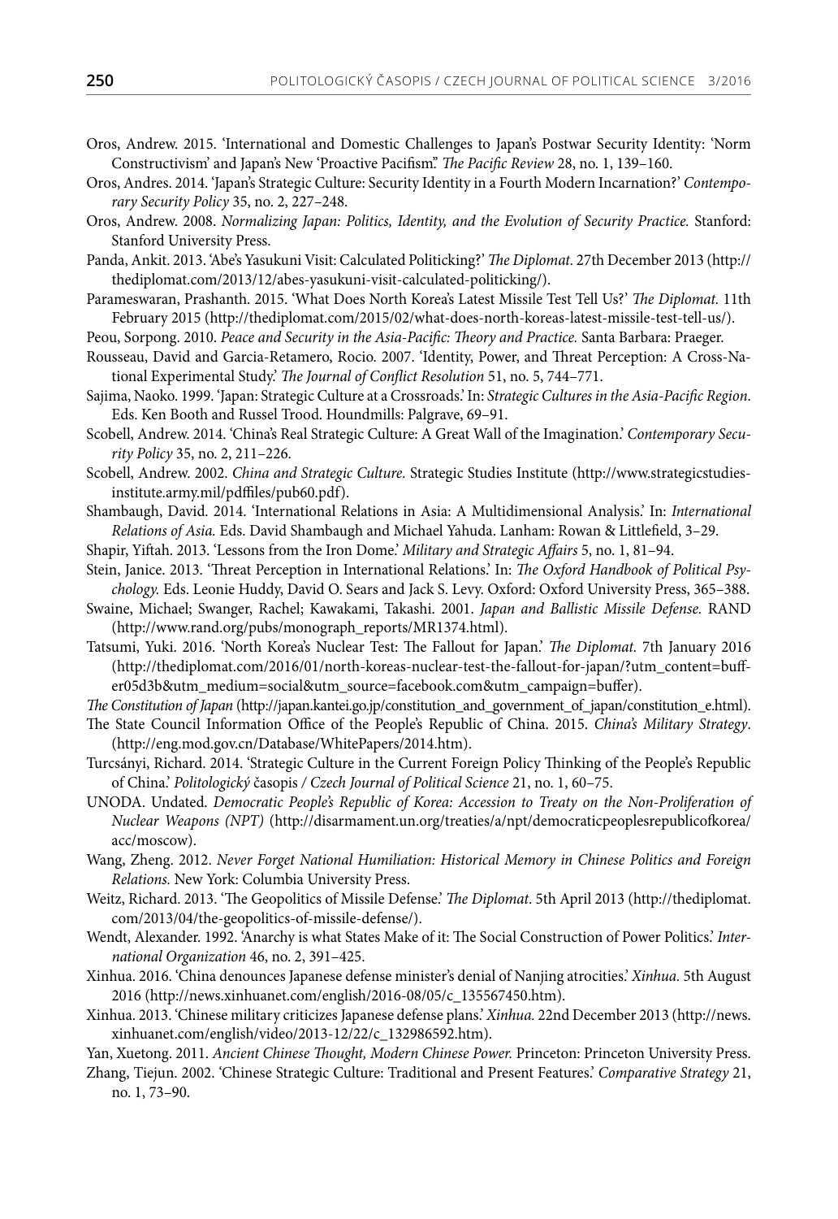Oros, Andrew. 2015. 'International and Domestic Challenges to Japan's Postwar Security Identity: 'Norm Constructivism' and Japan's New 'Proactive Pacifism''. *The Pacific Review* 28, no. 1, 139–160.

Oros, Andres. 2014. 'Japan's Strategic Culture: Security Identity in a Fourth Modern Incarnation?' *Contemporary Security Policy* 35, no. 2, 227–248.

Oros, Andrew. 2008. *Normalizing Japan: Politics, Identity, and the Evolution of Security Practice.* Stanford: Stanford University Press.

Panda, Ankit. 2013. 'Abe's Yasukuni Visit: Calculated Politicking?' *The Diplomat*. 27th December 2013 (http://thediplomat.com/2013/12/abes-yasukuni-visit-calculated-politicking/).

Parameswaran, Prashanth. 2015. 'What Does North Korea's Latest Missile Test Tell Us?' *The Diplomat.* 11th February 2015 (http://thediplomat.com/2015/02/what-does-north-koreas-latest-missile-test-tell-us/).

Peou, Sorpong. 2010. *Peace and Security in the Asia-Pacific: Theory and Practice.* Santa Barbara: Praeger.

Rousseau, David and Garcia-Retamero, Rocio. 2007. 'Identity, Power, and Threat Perception: A Cross-National Experimental Study.' *The Journal of Conflict Resolution* 51, no. 5, 744–771.

Sajima, Naoko. 1999. 'Japan: Strategic Culture at a Crossroads.' In: *Strategic Cultures in the Asia-Pacific Region*. Eds. Ken Booth and Russel Trood. Houndmills: Palgrave, 69–91.

Scobell, Andrew. 2014. 'China's Real Strategic Culture: A Great Wall of the Imagination.' *Contemporary Security Policy* 35, no. 2, 211–226.

Scobell, Andrew. 2002. *China and Strategic Culture.* Strategic Studies Institute (http://www.strategicstudiesinstitute.army.mil/pdffiles/pub60.pdf).

Shambaugh, David. 2014. 'International Relations in Asia: A Multidimensional Analysis.' In: *International Relations of Asia.* Eds. David Shambaugh and Michael Yahuda. Lanham: Rowan & Littlefield, 3–29.

Shapir, Yiftah. 2013. 'Lessons from the Iron Dome.' *Military and Strategic Affairs* 5, no. 1, 81–94.

Stein, Janice. 2013. 'Threat Perception in International Relations.' In: *The Oxford Handbook of Political Psychology.* Eds. Leonie Huddy, David O. Sears and Jack S. Levy. Oxford: Oxford University Press, 365–388.

Swaine, Michael; Swanger, Rachel; Kawakami, Takashi. 2001. *Japan and Ballistic Missile Defense.* RAND (http://www.rand.org/pubs/monograph_reports/MR1374.html).

Tatsumi, Yuki. 2016. 'North Korea's Nuclear Test: The Fallout for Japan.' *The Diplomat.* 7th January 2016 (http://thediplomat.com/2016/01/north-koreas-nuclear-test-the-fallout-for-japan/?utm_content=buffer05d3b&utm_medium=social&utm_source=facebook.com&utm_campaign=buffer).

*The Constitution of Japan* (http://japan.kantei.go.jp/constitution_and_government_of_japan/constitution_e.html).

The State Council Information Office of the People's Republic of China. 2015. *China's Military Strategy*. (http://eng.mod.gov.cn/Database/WhitePapers/2014.htm).

Turcsányi, Richard. 2014. 'Strategic Culture in the Current Foreign Policy Thinking of the People's Republic of China.' *Politologický* časopis */ Czech Journal of Political Science* 21, no. 1, 60–75.

UNODA. Undated. *Democratic People's Republic of Korea: Accession to Treaty on the Non-Proliferation of Nuclear Weapons (NPT)* (http://disarmament.un.org/treaties/a/npt/democraticpeoplesrepublicofkorea/acc/moscow).

Wang, Zheng. 2012. *Never Forget National Humiliation: Historical Memory in Chinese Politics and Foreign Relations.* New York: Columbia University Press.

Weitz, Richard. 2013. 'The Geopolitics of Missile Defense.' *The Diplomat*. 5th April 2013 (http://thediplomat.com/2013/04/the-geopolitics-of-missile-defense/).

Wendt, Alexander. 1992. 'Anarchy is what States Make of it: The Social Construction of Power Politics.' *International Organization* 46, no. 2, 391–425.

Xinhua. 2016. 'China denounces Japanese defense minister's denial of Nanjing atrocities.' *Xinhua.* 5th August 2016 (http://news.xinhuanet.com/english/2016-08/05/c_135567450.htm).

Xinhua. 2013. 'Chinese military criticizes Japanese defense plans.' *Xinhua.* 22nd December 2013 (http://news.xinhuanet.com/english/video/2013-12/22/c_132986592.htm).

Yan, Xuetong. 2011. *Ancient Chinese Thought, Modern Chinese Power.* Princeton: Princeton University Press.

Zhang, Tiejun. 2002. 'Chinese Strategic Culture: Traditional and Present Features.' *Comparative Strategy* 21, no. 1, 73–90.